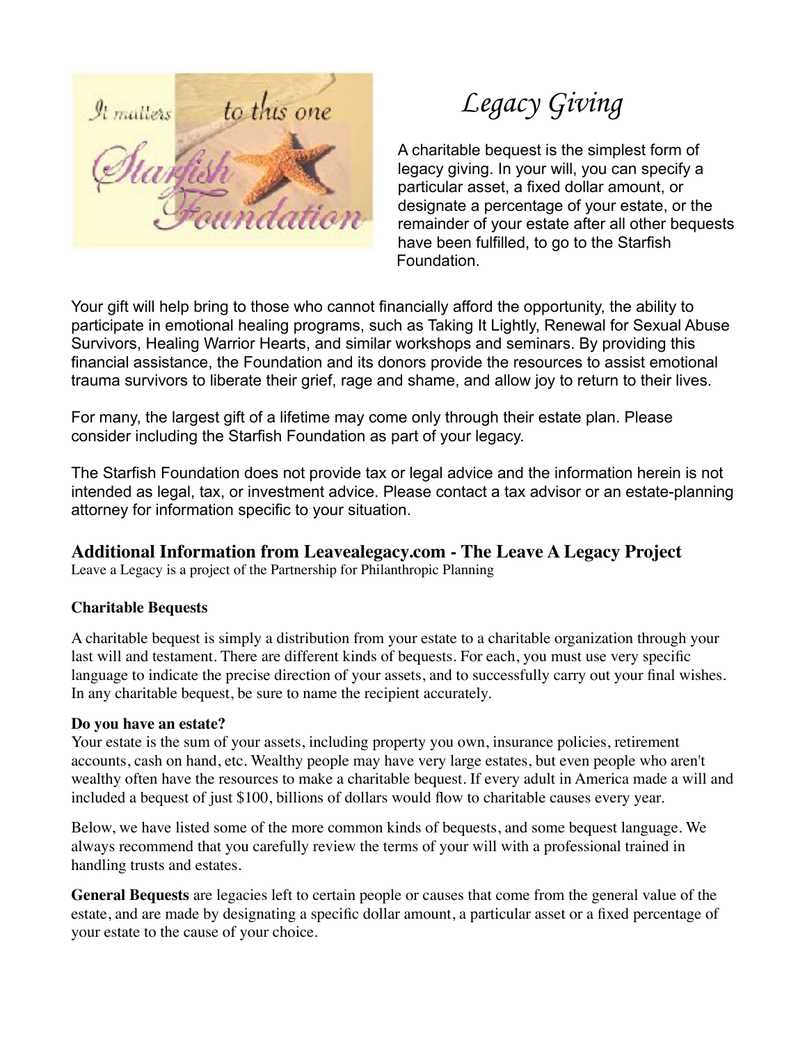# Legacy Giving

A charitable bequest is the simplest form of legacy giving. In your will, you can specify a particular asset, a fixed dollar amount, or designate a percentage of your estate, or the remainder of your estate after all other bequests have been fulfilled, to go to the Starfish Foundation.

Your gift will help bring to those who cannot financially afford the opportunity, the ability to participate in emotional healing programs, such as Taking It Lightly, Renewal for Sexual Abuse Survivors, Healing Warrior Hearts, and similar workshops and seminars. By providing this financial assistance, the Foundation and its donors provide the resources to assist emotional trauma survivors to liberate their grief, rage and shame, and allow joy to return to their lives.

For many, the largest gift of a lifetime may come only through their estate plan. Please consider including the Starfish Foundation as part of your legacy.

The Starfish Foundation does not provide tax or legal advice and the information herein is not intended as legal, tax, or investment advice. Please contact a tax advisor or an estate-planning attorney for information specific to your situation.

## Additional Information from Leavealegacy.com - The Leave A Legacy Project

Leave a Legacy is a project of the Partnership for Philanthropic Planning

### Charitable Bequests

A charitable bequest is simply a distribution from your estate to a charitable organization through your last will and testament. There are different kinds of bequests. For each, you must use very specific language to indicate the precise direction of your assets, and to successfully carry out your final wishes. In any charitable bequest, be sure to name the recipient accurately.

**Do you have an estate?**
Your estate is the sum of your assets, including property you own, insurance policies, retirement accounts, cash on hand, etc. Wealthy people may have very large estates, but even people who aren't wealthy often have the resources to make a charitable bequest. If every adult in America made a will and included a bequest of just $100, billions of dollars would flow to charitable causes every year.

Below, we have listed some of the more common kinds of bequests, and some bequest language. We always recommend that you carefully review the terms of your will with a professional trained in handling trusts and estates.

**General Bequests** are legacies left to certain people or causes that come from the general value of the estate, and are made by designating a specific dollar amount, a particular asset or a fixed percentage of your estate to the cause of your choice.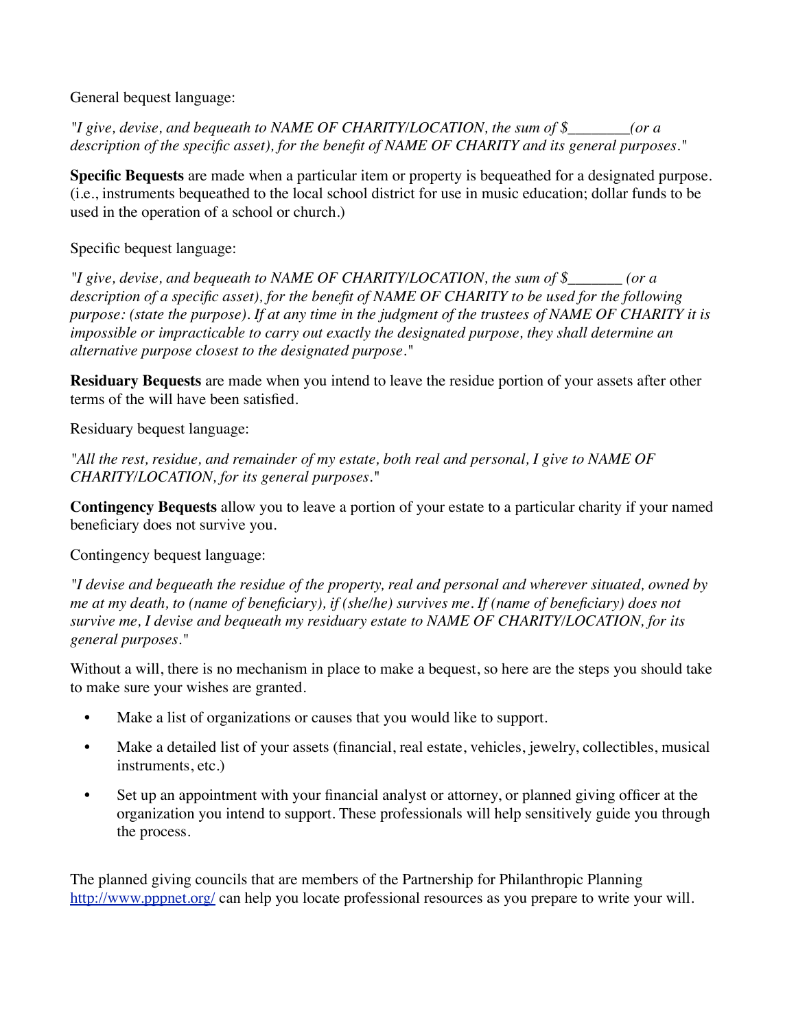General bequest language:

*"I give, devise, and bequeath to NAME OF CHARITY/LOCATION, the sum of $________(or a description of the specific asset), for the benefit of NAME OF CHARITY and its general purposes."*

**Specific Bequests** are made when a particular item or property is bequeathed for a designated purpose. (i.e., instruments bequeathed to the local school district for use in music education; dollar funds to be used in the operation of a school or church.)

Specific bequest language:

*"I give, devise, and bequeath to NAME OF CHARITY/LOCATION, the sum of $_______ (or a description of a specific asset), for the benefit of NAME OF CHARITY to be used for the following purpose: (state the purpose). If at any time in the judgment of the trustees of NAME OF CHARITY it is impossible or impracticable to carry out exactly the designated purpose, they shall determine an alternative purpose closest to the designated purpose."*

**Residuary Bequests** are made when you intend to leave the residue portion of your assets after other terms of the will have been satisfied.

Residuary bequest language:

*"All the rest, residue, and remainder of my estate, both real and personal, I give to NAME OF CHARITY/LOCATION, for its general purposes."*

**Contingency Bequests** allow you to leave a portion of your estate to a particular charity if your named beneficiary does not survive you.

Contingency bequest language:

*"I devise and bequeath the residue of the property, real and personal and wherever situated, owned by me at my death, to (name of beneficiary), if (she/he) survives me. If (name of beneficiary) does not survive me, I devise and bequeath my residuary estate to NAME OF CHARITY/LOCATION, for its general purposes."*

Without a will, there is no mechanism in place to make a bequest, so here are the steps you should take to make sure your wishes are granted.

- Make a list of organizations or causes that you would like to support.
- Make a detailed list of your assets (financial, real estate, vehicles, jewelry, collectibles, musical instruments, etc.)
- Set up an appointment with your financial analyst or attorney, or planned giving officer at the organization you intend to support. These professionals will help sensitively guide you through the process.

The planned giving councils that are members of the Partnership for Philanthropic Planning [http://www.pppnet.org/](http://www.pppnet.org/) can help you locate professional resources as you prepare to write your will.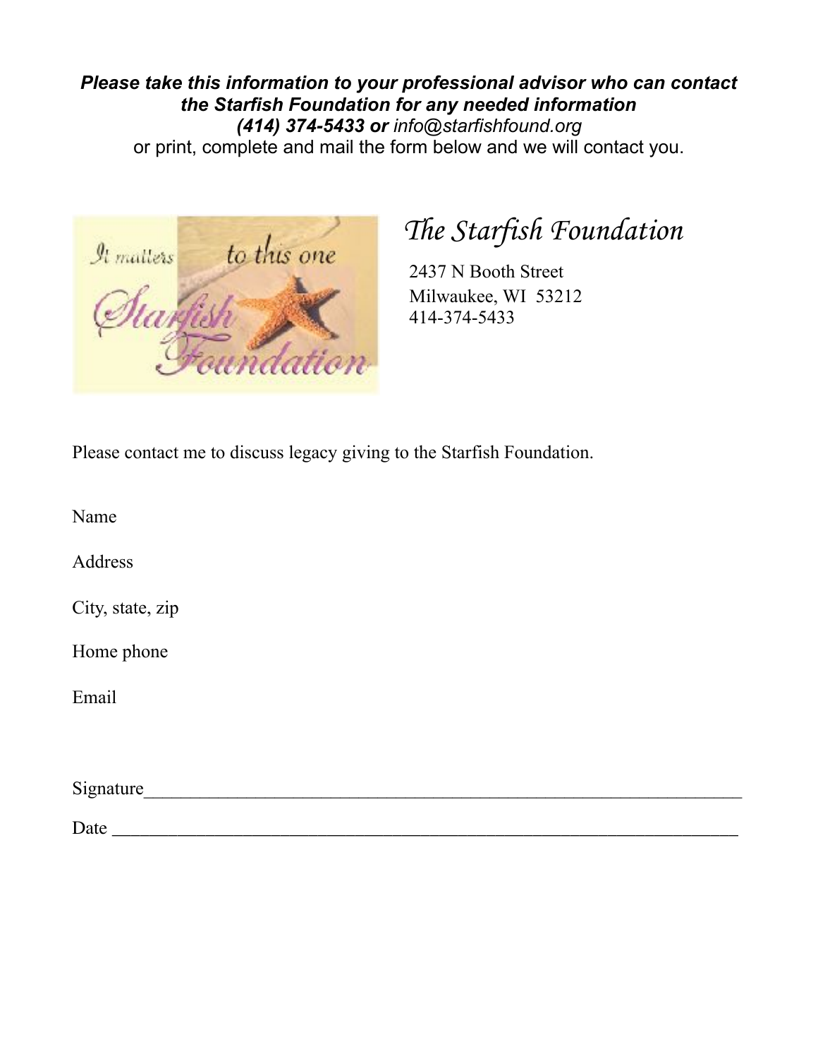***Please take this information to your professional advisor who can contact the Starfish Foundation for any needed information***
***(414) 374-5433 or*** *info@starfishfound.org*
or print, complete and mail the form below and we will contact you.

## *The Starfish Foundation*

2437 N Booth Street
Milwaukee, WI 53212
414-374-5433

Please contact me to discuss legacy giving to the Starfish Foundation.

Name

Address

City, state, zip

Home phone

Email

Signature_______________________________________________________________

Date ___________________________________________________________________